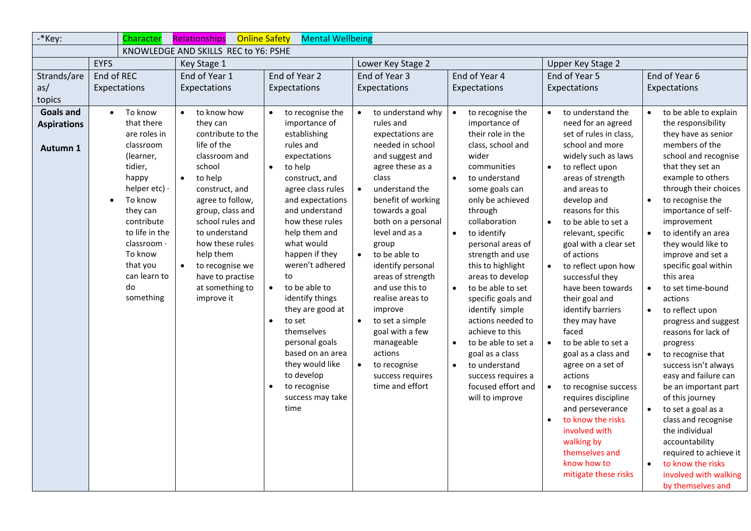| -*Key: | Character | Relationships | Online Safety | Mental Wellbeing | | | |
|---|---|---|---|---|---|---|---|
| | KNOWLEDGE AND SKILLS REC to Y6: PSHE | | | | | | |
| | EYFS | Key Stage 1 | | Lower Key Stage 2 | | Upper Key Stage 2 | |
| Strands/areas/ topics | End of REC Expectations | End of Year 1 Expectations | End of Year 2 Expectations | End of Year 3 Expectations | End of Year 4 Expectations | End of Year 5 Expectations | End of Year 6 Expectations |
| **Goals and Aspirations** **Autumn 1** | • To know that there are roles in classroom (learner, tidier, happy helper etc) · <br>• To know they can contribute to life in the classroom · To know that you can learn to do something | • to know how they can contribute to the life of the classroom and school <br>• to help construct, and agree to follow, group, class and school rules and to understand how these rules help them <br>• to recognise we have to practise at something to improve it | • to recognise the importance of establishing rules and expectations <br>• to help construct, and agree class rules and expectations and understand how these rules help them and what would happen if they weren't adhered to <br>• to be able to identify things they are good at <br>• to set themselves personal goals based on an area they would like to develop <br>• to recognise success may take time | • to understand why rules and expectations are needed in school and suggest and agree these as a class <br>• understand the benefit of working towards a goal both on a personal level and as a group <br>• to be able to identify personal areas of strength and use this to realise areas to improve <br>• to set a simple goal with a few manageable actions <br>• to recognise success requires time and effort | • to recognise the importance of their role in the class, school and wider communities <br>• to understand some goals can only be achieved through collaboration <br>• to identify personal areas of strength and use this to highlight areas to develop <br>• to be able to set specific goals and identify simple actions needed to achieve to this <br>• to be able to set a goal as a class <br>• to understand success requires a focused effort and will to improve | • to understand the need for an agreed set of rules in class, school and more widely such as laws <br>• to reflect upon areas of strength and areas to develop and reasons for this <br>• to be able to set a relevant, specific goal with a clear set of actions <br>• to reflect upon how successful they have been towards their goal and identify barriers they may have faced <br>• to be able to set a goal as a class and agree on a set of actions <br>• to recognise success requires discipline and perseverance <br>• to know the risks involved with walking by themselves and know how to mitigate these risks | • to be able to explain the responsibility they have as senior members of the school and recognise that they set an example to others through their choices <br>• to recognise the importance of self-improvement <br>• to identify an area they would like to improve and set a specific goal within this area <br>• to set time-bound actions <br>• to reflect upon progress and suggest reasons for lack of progress <br>• to recognise that success isn't always easy and failure can be an important part of this journey <br>• to set a goal as a class and recognise the individual accountability required to achieve it <br>• to know the risks involved with walking by themselves and |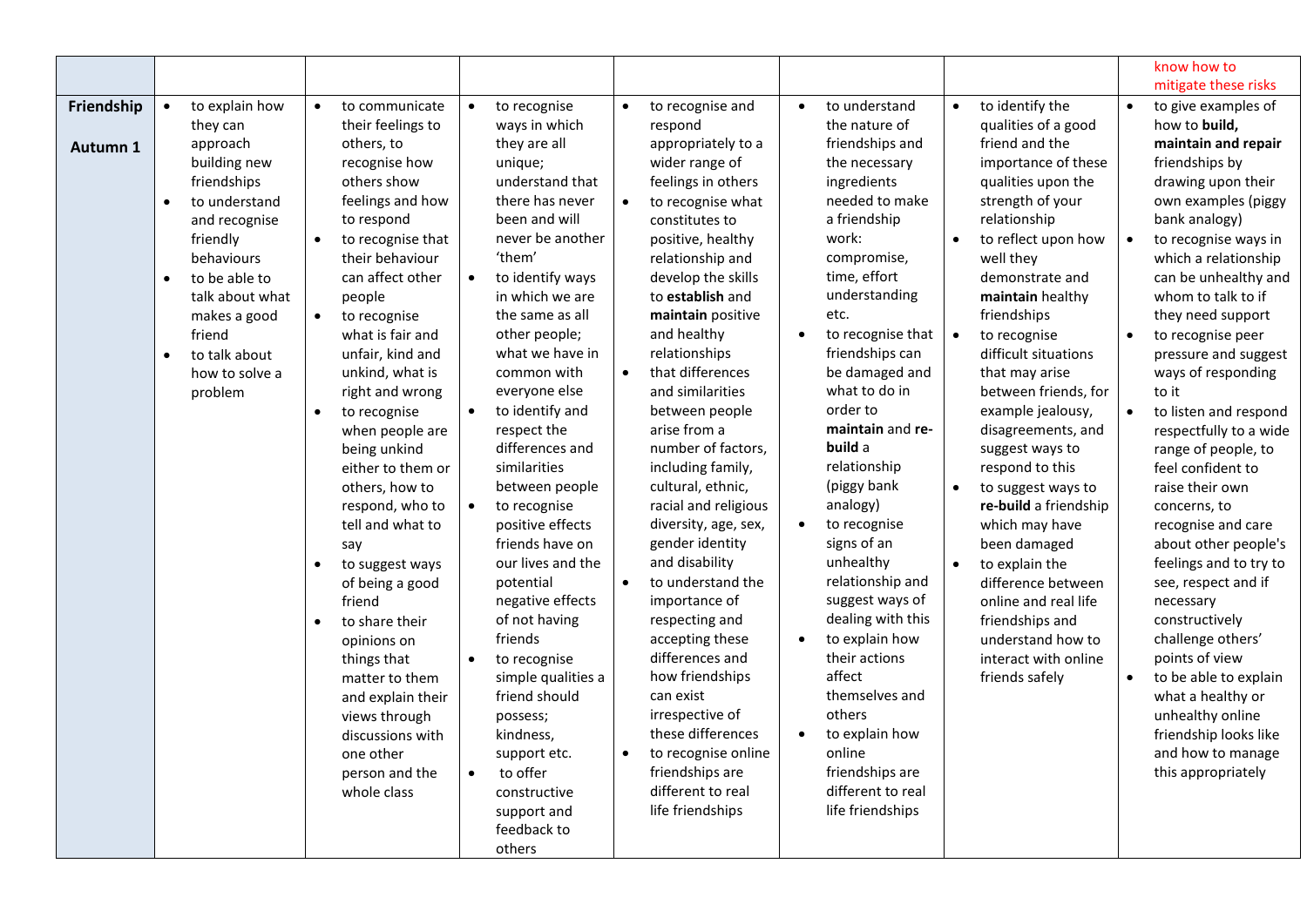| | | | | | | | know how to mitigate these risks |
|---|---|---|---|---|---|---|---|
| **Friendship**<br><br>**Autumn 1** | • to explain how they can approach building new friendships<br>• to understand and recognise friendly behaviours<br>• to be able to talk about what makes a good friend<br>• to talk about how to solve a problem | • to communicate their feelings to others, to recognise how others show feelings and how to respond<br>• to recognise that their behaviour can affect other people<br>• to recognise what is fair and unfair, kind and unkind, what is right and wrong<br>• to recognise when people are being unkind either to them or others, how to respond, who to tell and what to say<br>• to suggest ways of being a good friend<br>• to share their opinions on things that matter to them and explain their views through discussions with one other person and the whole class | • to recognise ways in which they are all unique; understand that there has never been and will never be another 'them'<br>• to identify ways in which we are the same as all other people; what we have in common with everyone else<br>• to identify and respect the differences and similarities between people<br>• to recognise positive effects friends have on our lives and the potential negative effects of not having friends<br>• to recognise simple qualities a friend should possess; kindness, support etc.<br>• to offer constructive support and feedback to others | • to recognise and respond appropriately to a wider range of feelings in others<br>• to recognise what constitutes to positive, healthy relationship and develop the skills to **establish** and **maintain** positive and healthy relationships<br>• that differences and similarities between people arise from a number of factors, including family, cultural, ethnic, racial and religious diversity, age, sex, gender identity and disability<br>• to understand the importance of respecting and accepting these differences and how friendships can exist irrespective of these differences<br>• to recognise online friendships are different to real life friendships | • to understand the nature of friendships and the necessary ingredients needed to make a friendship work: compromise, time, effort understanding etc.<br>• to recognise that friendships can be damaged and what to do in order to **maintain** and **re-build** a relationship (piggy bank analogy)<br>• to recognise signs of an unhealthy relationship and suggest ways of dealing with this<br>• to explain how their actions affect themselves and others<br>• to explain how online friendships are different to real life friendships | • to identify the qualities of a good friend and the importance of these qualities upon the strength of your relationship<br>• to reflect upon how well they demonstrate and **maintain** healthy friendships<br>• to recognise difficult situations that may arise between friends, for example jealousy, disagreements, and suggest ways to respond to this<br>• to suggest ways to **re-build** a friendship which may have been damaged<br>• to explain the difference between online and real life friendships and understand how to interact with online friends safely | • to give examples of how to **build, maintain and repair** friendships by drawing upon their own examples (piggy bank analogy)<br>• to recognise ways in which a relationship can be unhealthy and whom to talk to if they need support<br>• to recognise peer pressure and suggest ways of responding to it<br>• to listen and respond respectfully to a wide range of people, to feel confident to raise their own concerns, to recognise and care about other people's feelings and to try to see, respect and if necessary constructively challenge others' points of view<br>• to be able to explain what a healthy or unhealthy online friendship looks like and how to manage this appropriately |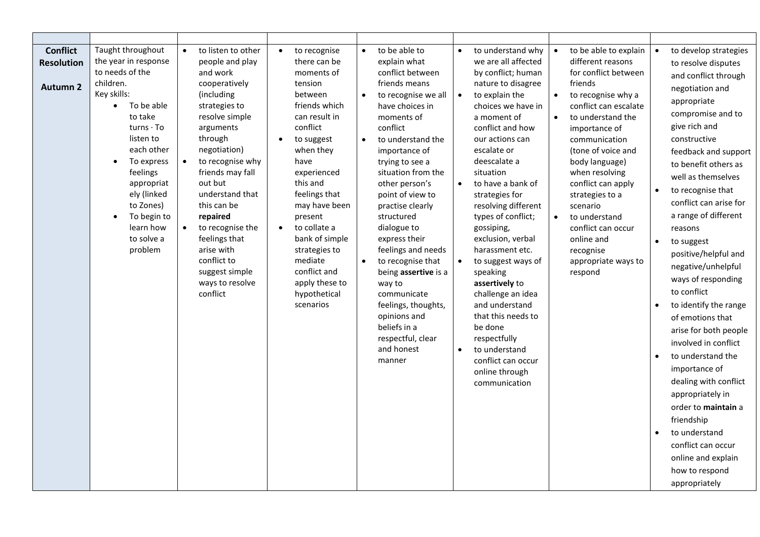| | | | | | | | |
|---|---|---|---|---|---|---|---|
| **Conflict Resolution**<br><br>**Autumn 2** | Taught throughout the year in response to needs of the children.<br>Key skills:<br>• To be able to take turns · To listen to each other<br>• To express feelings appropriately (linked to Zones)<br>• To begin to learn how to solve a problem | • to listen to other people and play and work cooperatively (including strategies to resolve simple arguments through negotiation)<br>• to recognise why friends may fall out but understand that this can be **repaired**<br>• to recognise the feelings that arise with conflict to suggest simple ways to resolve conflict | • to recognise there can be moments of tension between friends which can result in conflict<br>• to suggest when they have experienced this and feelings that may have been present<br>• to collate a bank of simple strategies to mediate conflict and apply these to hypothetical scenarios | • to be able to explain what conflict between friends means<br>• to recognise we all have choices in moments of conflict<br>• to understand the importance of trying to see a situation from the other person's point of view to practise clearly structured dialogue to express their feelings and needs<br>• to recognise that being **assertive** is a way to communicate feelings, thoughts, opinions and beliefs in a respectful, clear and honest manner | • to understand why we are all affected by conflict; human nature to disagree<br>• to explain the choices we have in a moment of conflict and how our actions can escalate or deescalate a situation<br>• to have a bank of strategies for resolving different types of conflict; gossiping, exclusion, verbal harassment etc.<br>• to suggest ways of speaking **assertively** to challenge an idea and understand that this needs to be done respectfully<br>• to understand conflict can occur online through communication | • to be able to explain different reasons for conflict between friends<br>• to recognise why a conflict can escalate<br>• to understand the importance of communication (tone of voice and body language) when resolving conflict can apply strategies to a scenario<br>• to understand conflict can occur online and recognise appropriate ways to respond | • to develop strategies to resolve disputes and conflict through negotiation and appropriate compromise and to give rich and constructive feedback and support to benefit others as well as themselves<br>• to recognise that conflict can arise for a range of different reasons<br>• to suggest positive/helpful and negative/unhelpful ways of responding to conflict<br>• to identify the range of emotions that arise for both people involved in conflict<br>• to understand the importance of dealing with conflict appropriately in order to **maintain** a friendship<br>• to understand conflict can occur online and explain how to respond appropriately |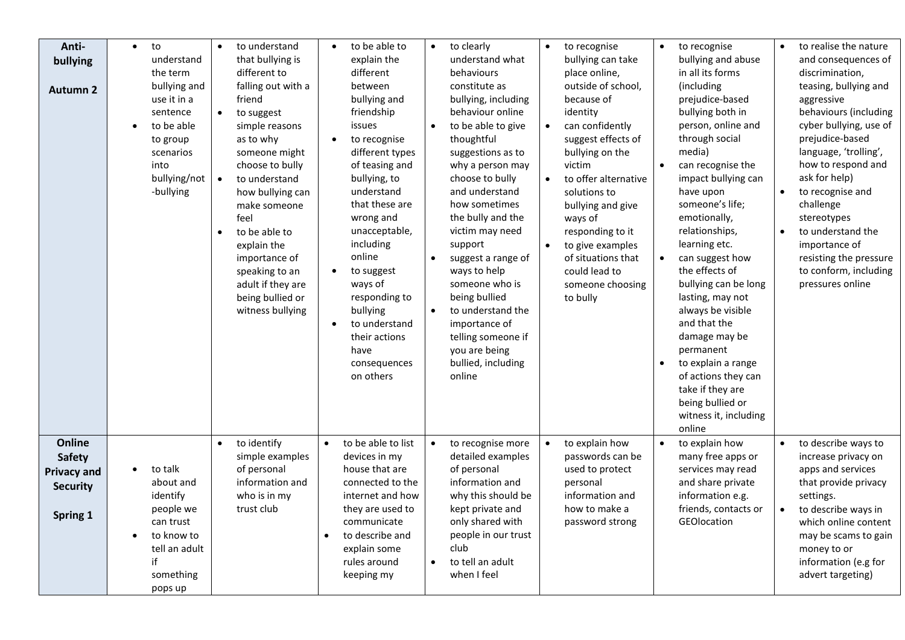| | | | | | | | |
|---|---|---|---|---|---|---|---|
| **Anti-bullying**<br><br>**Autumn 2** | • to understand the term bullying and use it in a sentence<br>• to be able to group scenarios into bullying/not-bullying | • to understand that bullying is different to falling out with a friend<br>• to suggest simple reasons as to why someone might choose to bully<br>• to understand how bullying can make someone feel<br>• to be able to explain the importance of speaking to an adult if they are being bullied or witness bullying | • to be able to explain the different between bullying and friendship issues<br>• to recognise different types of teasing and bullying, to understand that these are wrong and unacceptable, including online<br>• to suggest ways of responding to bullying<br>• to understand their actions have consequences on others | • to clearly understand what behaviours constitute as bullying, including behaviour online<br>• to be able to give thoughtful suggestions as to why a person may choose to bully and understand how sometimes the bully and the victim may need support<br>• suggest a range of ways to help someone who is being bullied<br>• to understand the importance of telling someone if you are being bullied, including online | • to recognise bullying can take place online, outside of school, because of identity<br>• can confidently suggest effects of bullying on the victim<br>• to offer alternative solutions to bullying and give ways of responding to it<br>• to give examples of situations that could lead to someone choosing to bully | • to recognise bullying and abuse in all its forms (including prejudice-based bullying both in person, online and through social media)<br>• can recognise the impact bullying can have upon someone's life; emotionally, relationships, learning etc.<br>• can suggest how the effects of bullying can be long lasting, may not always be visible and that the damage may be permanent<br>• to explain a range of actions they can take if they are being bullied or witness it, including online | • to realise the nature and consequences of discrimination, teasing, bullying and aggressive behaviours (including cyber bullying, use of prejudice-based language, 'trolling', how to respond and ask for help)<br>• to recognise and challenge stereotypes<br>• to understand the importance of resisting the pressure to conform, including pressures online |
| **Online Safety Privacy and Security**<br><br>**Spring 1** | • to talk about and identify people we can trust<br>• to know to tell an adult if something pops up | • to identify simple examples of personal information and who is in my trust club | • to be able to list devices in my house that are connected to the internet and how they are used to communicate<br>• to describe and explain some rules around keeping my | • to recognise more detailed examples of personal information and why this should be kept private and only shared with people in our trust club<br>• to tell an adult when I feel | • to explain how passwords can be used to protect personal information and how to make a password strong | • to explain how many free apps or services may read and share private information e.g. friends, contacts or GEOlocation | • to describe ways to increase privacy on apps and services that provide privacy settings.<br>• to describe ways in which online content may be scams to gain money to or information (e.g for advert targeting) |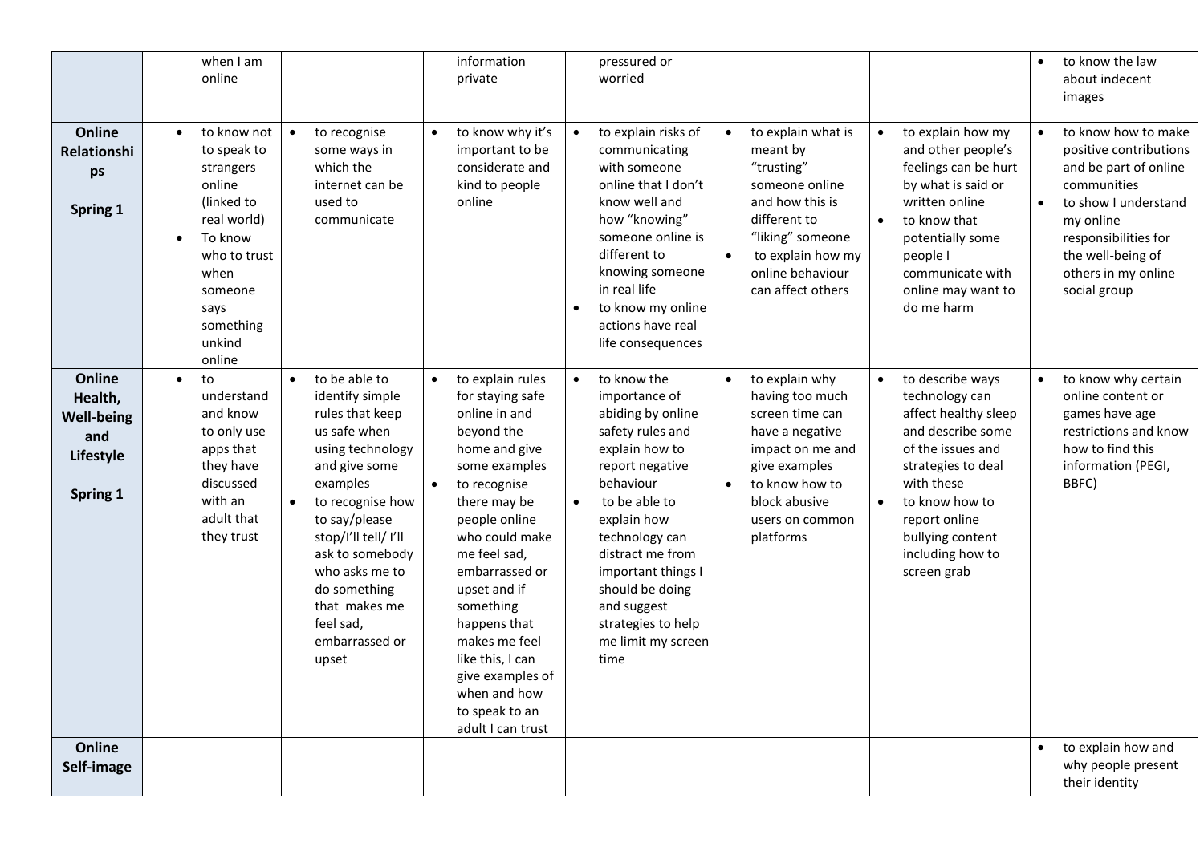| | | | | | | | |
|---|---|---|---|---|---|---|---|
| | when I am online | | information private | pressured or worried | | | • to know the law about indecent images |
| **Online Relationships**<br><br>**Spring 1** | • to know not to speak to strangers online (linked to real world)<br>• To know who to trust when someone says something unkind online | • to recognise some ways in which the internet can be used to communicate | • to know why it's important to be considerate and kind to people online | • to explain risks of communicating with someone online that I don't know well and how "knowing" someone online is different to knowing someone in real life<br>• to know my online actions have real life consequences | • to explain what is meant by "trusting" someone online and how this is different to "liking" someone<br>• to explain how my online behaviour can affect others | • to explain how my and other people's feelings can be hurt by what is said or written online<br>• to know that potentially some people I communicate with online may want to do me harm | • to know how to make positive contributions and be part of online communities<br>• to show I understand my online responsibilities for the well-being of others in my online social group |
| **Online Health, Well-being and Lifestyle**<br><br>**Spring 1** | • to understand and know to only use apps that they have discussed with an adult that they trust | • to be able to identify simple rules that keep us safe when using technology and give some examples<br>• to recognise how to say/please stop/I'll tell/ I'll ask to somebody who asks me to do something that makes me feel sad, embarrassed or upset | • to explain rules for staying safe online in and beyond the home and give some examples<br>• to recognise there may be people online who could make me feel sad, embarrassed or upset and if something happens that makes me feel like this, I can give examples of when and how to speak to an adult I can trust | • to know the importance of abiding by online safety rules and explain how to report negative behaviour<br>• to be able to explain how technology can distract me from important things I should be doing and suggest strategies to help me limit my screen time | • to explain why having too much screen time can have a negative impact on me and give examples<br>• to know how to block abusive users on common platforms | • to describe ways technology can affect healthy sleep and describe some of the issues and strategies to deal with these<br>• to know how to report online bullying content including how to screen grab | • to know why certain online content or games have age restrictions and know how to find this information (PEGI, BBFC) |
| **Online Self-image** | | | | | | | • to explain how and why people present their identity |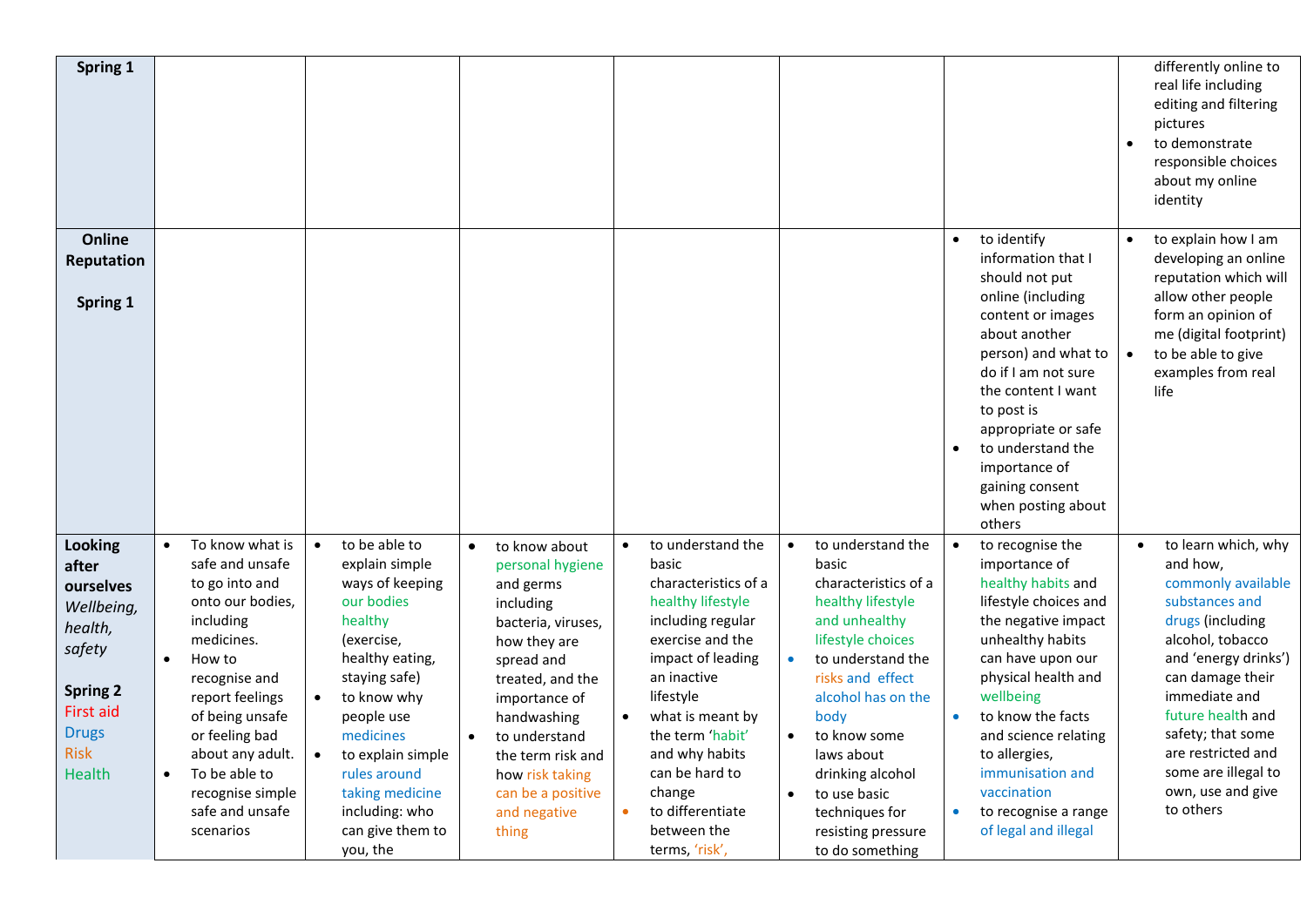| | | | | | | | |
|---|---|---|---|---|---|---|---|
| **Spring 1** | | | | | | | differently online to real life including editing and filtering pictures<br>• to demonstrate responsible choices about my online identity |
| **Online Reputation**<br><br>**Spring 1** | | | | | | • to identify information that I should not put online (including content or images about another person) and what to do if I am not sure the content I want to post is appropriate or safe<br>• to understand the importance of gaining consent when posting about others | • to explain how I am developing an online reputation which will allow other people form an opinion of me (digital footprint)<br>• to be able to give examples from real life |
| **Looking after ourselves**<br>*Wellbeing, health, safety*<br><br>**Spring 2**<br>First aid<br>Drugs<br>Risk<br>Health | • To know what is safe and unsafe to go into and onto our bodies, including medicines.<br>• How to recognise and report feelings of being unsafe or feeling bad about any adult.<br>• To be able to recognise simple safe and unsafe scenarios | • to be able to explain simple ways of keeping our bodies healthy (exercise, healthy eating, staying safe)<br>• to know why people use medicines<br>• to explain simple rules around taking medicine including: who can give them to you, the | • to know about personal hygiene and germs including bacteria, viruses, how they are spread and treated, and the importance of handwashing<br>• to understand the term risk and how risk taking can be a positive and negative thing | • to understand the basic characteristics of a healthy lifestyle including regular exercise and the impact of leading an inactive lifestyle<br>• what is meant by the term 'habit' and why habits can be hard to change<br>• to differentiate between the terms, 'risk', | • to understand the basic characteristics of a healthy lifestyle and unhealthy lifestyle choices<br>• to understand the risks and effect alcohol has on the body<br>• to know some laws about drinking alcohol<br>• to use basic techniques for resisting pressure to do something | • to recognise the importance of healthy habits and lifestyle choices and the negative impact unhealthy habits can have upon our physical health and wellbeing<br>• to know the facts and science relating to allergies, immunisation and vaccination<br>• to recognise a range of legal and illegal | • to learn which, why and how, commonly available substances and drugs (including alcohol, tobacco and 'energy drinks') can damage their immediate and future health and safety; that some are restricted and some are illegal to own, use and give to others |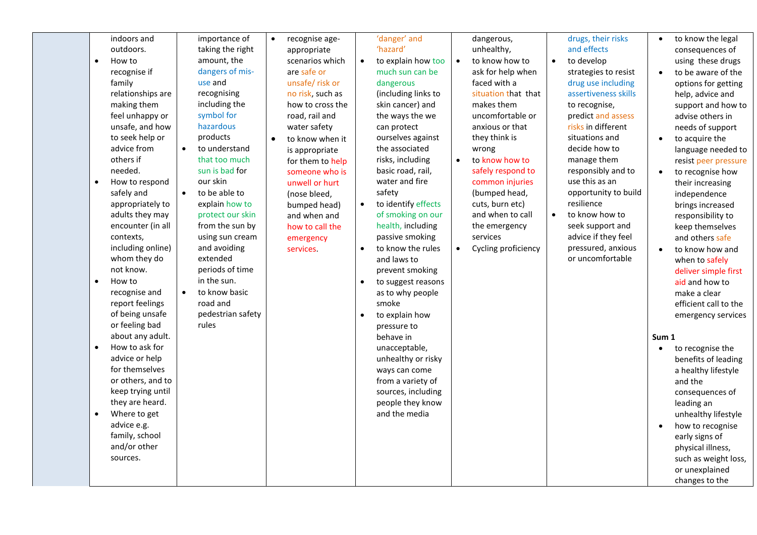| | | | | | | | |
|---|---|---|---|---|---|---|---|
| | indoors and outdoors.<br>• How to recognise if family relationships are making them feel unhappy or unsafe, and how to seek help or advice from others if needed.<br>• How to respond safely and appropriately to adults they may encounter (in all contexts, including online) whom they do not know.<br>• How to recognise and report feelings of being unsafe or feeling bad about any adult.<br>• How to ask for advice or help for themselves or others, and to keep trying until they are heard.<br>• Where to get advice e.g. family, school and/or other sources. | importance of taking the right amount, the dangers of mis-use and recognising including the symbol for hazardous products<br>• to understand that too much sun is bad for our skin<br>• to be able to explain how to protect our skin from the sun by using sun cream and avoiding extended periods of time in the sun.<br>• to know basic road and pedestrian safety rules | • recognise age-appropriate scenarios which are safe or unsafe/ risk or no risk, such as how to cross the road, rail and water safety<br>• to know when it is appropriate for them to help someone who is unwell or hurt (nose bleed, bumped head) and when and how to call the emergency services. | 'danger' and 'hazard'<br>• to explain how too much sun can be dangerous (including links to skin cancer) and the ways the we can protect ourselves against the associated risks, including basic road, rail, water and fire safety<br>• to identify effects of smoking on our health, including passive smoking<br>• to know the rules and laws to prevent smoking<br>• to suggest reasons as to why people smoke<br>• to explain how pressure to behave in unacceptable, unhealthy or risky ways can come from a variety of sources, including people they know and the media | dangerous, unhealthy,<br>• to know how to ask for help when faced with a situation that that makes them uncomfortable or anxious or that they think is wrong<br>• to know how to safely respond to common injuries (bumped head, cuts, burn etc) and when to call the emergency services<br>• Cycling proficiency | drugs, their risks and effects<br>• to develop strategies to resist drug use including assertiveness skills to recognise, predict and assess risks in different situations and decide how to manage them responsibly and to use this as an opportunity to build resilience<br>• to know how to seek support and advice if they feel pressured, anxious or uncomfortable | • to know the legal consequences of using these drugs<br>• to be aware of the options for getting help, advice and support and how to advise others in needs of support<br>• to acquire the language needed to resist peer pressure<br>• to recognise how their increasing independence brings increased responsibility to keep themselves and others safe<br>• to know how and when to safely deliver simple first aid and how to make a clear efficient call to the emergency services<br><br>**Sum 1**<br>• to recognise the benefits of leading a healthy lifestyle and the consequences of leading an unhealthy lifestyle<br>• how to recognise early signs of physical illness, such as weight loss, or unexplained changes to the |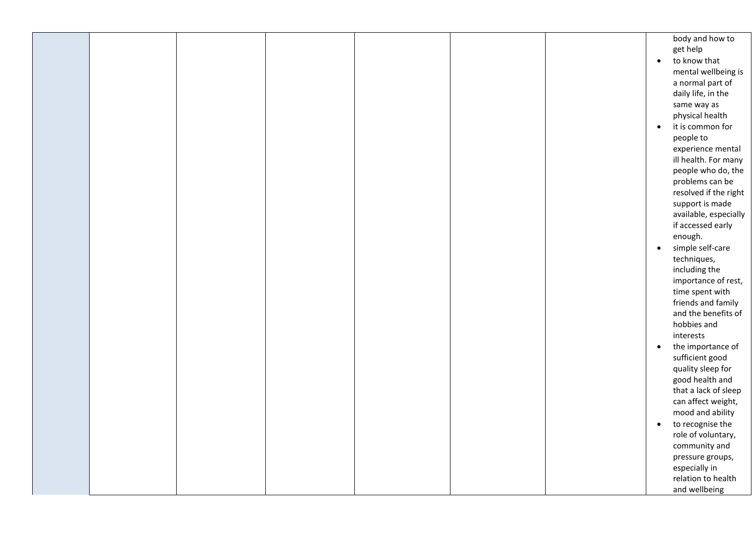|  |  |  |  |  |  |  |  |
|---|---|---|---|---|---|---|---|
|  |  |  |  |  |  |  | body and how to get help<br>• to know that mental wellbeing is a normal part of daily life, in the same way as physical health<br>• it is common for people to experience mental ill health. For many people who do, the problems can be resolved if the right support is made available, especially if accessed early enough.<br>• simple self-care techniques, including the importance of rest, time spent with friends and family and the benefits of hobbies and interests<br>• the importance of sufficient good quality sleep for good health and that a lack of sleep can affect weight, mood and ability<br>• to recognise the role of voluntary, community and pressure groups, especially in relation to health and wellbeing |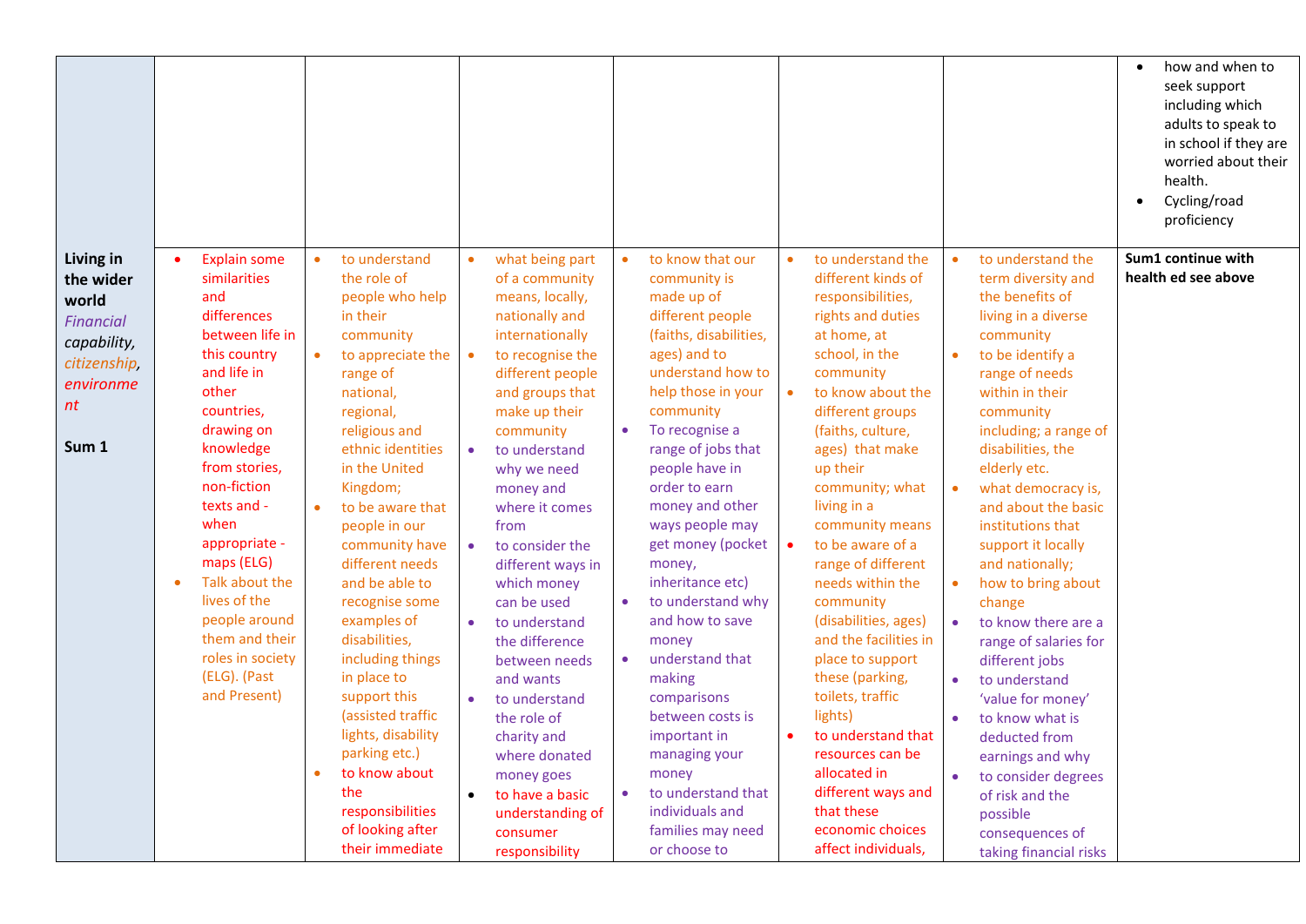| | | | | | | | |
|---|---|---|---|---|---|---|---|
| | | | | | | | <ul><li>how and when to seek support including which adults to speak to in school if they are worried about their health.</li><li>Cycling/road proficiency</li></ul> |
| **Living in the wider world** *Financial capability, citizenship, environment* **Sum 1** | <ul><li>Explain some similarities and differences between life in this country and life in other countries, drawing on knowledge from stories, non-fiction texts and - when appropriate - maps (ELG)</li><li>Talk about the lives of the people around them and their roles in society (ELG). (Past and Present)</li></ul> | <ul><li>to understand the role of people who help in their community</li><li>to appreciate the range of national, regional, religious and ethnic identities in the United Kingdom;</li><li>to be aware that people in our community have different needs and be able to recognise some examples of disabilities, including things in place to support this (assisted traffic lights, disability parking etc.)</li><li>to know about the responsibilities of looking after their immediate</li></ul> | <ul><li>what being part of a community means, locally, nationally and internationally</li><li>to recognise the different people and groups that make up their community</li><li>to understand why we need money and where it comes from</li><li>to consider the different ways in which money can be used</li><li>to understand the difference between needs and wants</li><li>to understand the role of charity and where donated money goes</li><li>to have a basic understanding of consumer responsibility</li></ul> | <ul><li>to know that our community is made up of different people (faiths, disabilities, ages) and to understand how to help those in your community</li><li>To recognise a range of jobs that people have in order to earn money and other ways people may get money (pocket money, inheritance etc)</li><li>to understand why and how to save money</li><li>understand that making comparisons between costs is important in managing your money</li><li>to understand that individuals and families may need or choose to</li></ul> | <ul><li>to understand the different kinds of responsibilities, rights and duties at home, at school, in the community</li><li>to know about the different groups (faiths, culture, ages) that make up their community; what living in a community means</li><li>to be aware of a range of different needs within the community (disabilities, ages) and the facilities in place to support these (parking, toilets, traffic lights)</li><li>to understand that resources can be allocated in different ways and that these economic choices affect individuals,</li></ul> | <ul><li>to understand the term diversity and the benefits of living in a diverse community</li><li>to be identify a range of needs within in their community including; a range of disabilities, the elderly etc.</li><li>what democracy is, and about the basic institutions that support it locally and nationally;</li><li>how to bring about change</li><li>to know there are a range of salaries for different jobs</li><li>to understand 'value for money'</li><li>to know what is deducted from earnings and why</li><li>to consider degrees of risk and the possible consequences of taking financial risks</li></ul> | **Sum1 continue with health ed see above** |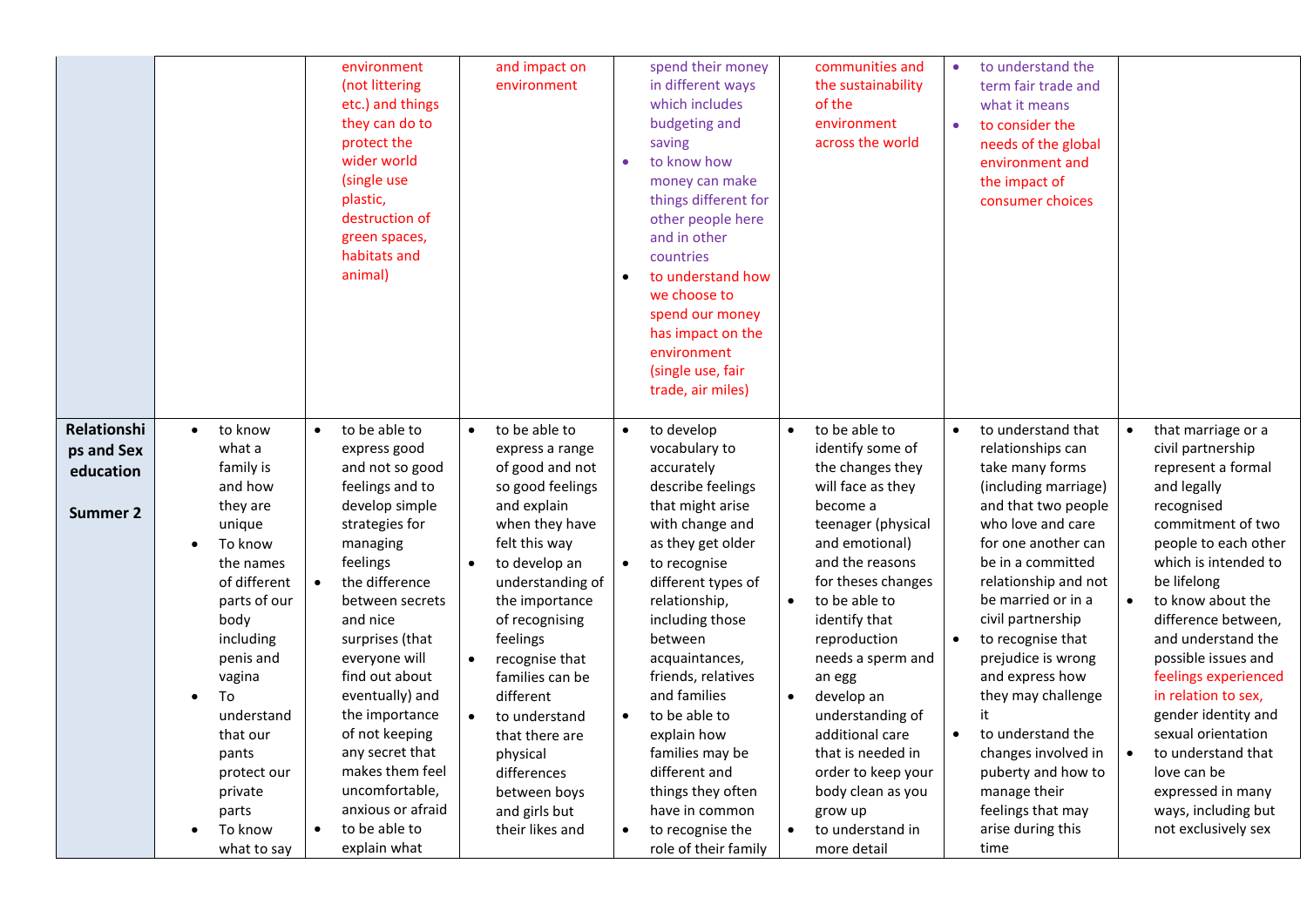| | | | | | | | |
|---|---|---|---|---|---|---|---|
| | | environment (not littering etc.) and things they can do to protect the wider world (single use plastic, destruction of green spaces, habitats and animal) | and impact on environment | spend their money in different ways which includes budgeting and saving<br>• to know how money can make things different for other people here and in other countries<br>• to understand how we choose to spend our money has impact on the environment (single use, fair trade, air miles) | communities and the sustainability of the environment across the world | • to understand the term fair trade and what it means<br>• to consider the needs of the global environment and the impact of consumer choices | |
| **Relationships and Sex education**<br><br>**Summer 2** | • to know what a family is and how they are unique<br>• To know the names of different parts of our body including penis and vagina<br>• To understand that our pants protect our private parts<br>• To know what to say | • to be able to express good and not so good feelings and to develop simple strategies for managing feelings<br>• the difference between secrets and nice surprises (that everyone will find out about eventually) and the importance of not keeping any secret that makes them feel uncomfortable, anxious or afraid<br>• to be able to explain what | • to be able to express a range of good and not so good feelings and explain when they have felt this way<br>• to develop an understanding of the importance of recognising feelings<br>• recognise that families can be different<br>• to understand that there are physical differences between boys and girls but their likes and | • to develop vocabulary to accurately describe feelings that might arise with change and as they get older<br>• to recognise different types of relationship, including those between acquaintances, friends, relatives and families<br>• to be able to explain how families may be different and things they often have in common<br>• to recognise the role of their family | • to be able to identify some of the changes they will face as they become a teenager (physical and emotional) and the reasons for theses changes<br>• to be able to identify that reproduction needs a sperm and an egg<br>• develop an understanding of additional care that is needed in order to keep your body clean as you grow up<br>• to understand in more detail | • to understand that relationships can take many forms (including marriage) and that two people who love and care for one another can be in a committed relationship and not be married or in a civil partnership<br>• to recognise that prejudice is wrong and express how they may challenge it<br>• to understand the changes involved in puberty and how to manage their feelings that may arise during this time | • that marriage or a civil partnership represent a formal and legally recognised commitment of two people to each other which is intended to be lifelong<br>• to know about the difference between, and understand the possible issues and feelings experienced in relation to sex, gender identity and sexual orientation<br>• to understand that love can be expressed in many ways, including but not exclusively sex |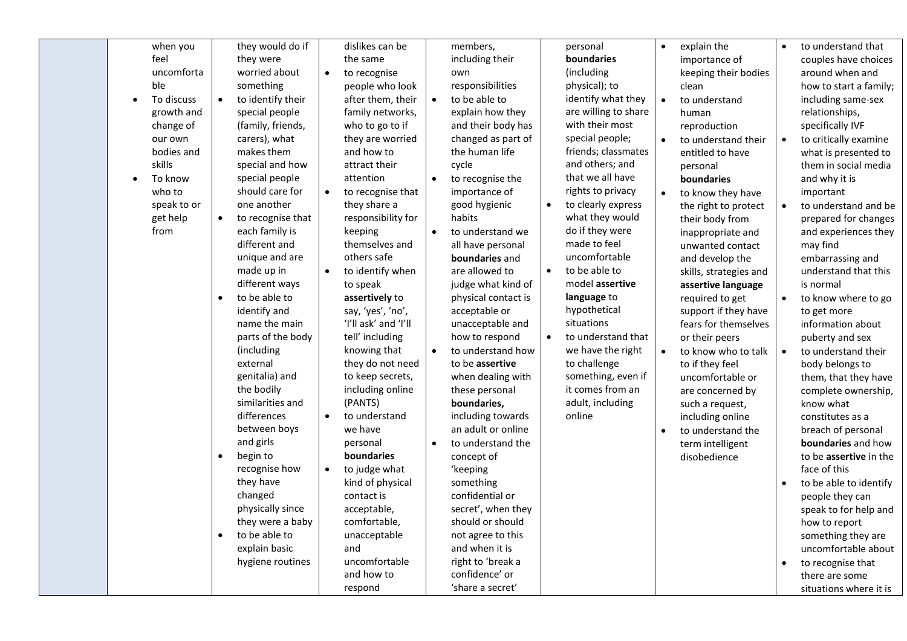| | | | | | | | |
|---|---|---|---|---|---|---|---|
| | when you feel uncomfortable<br>• To discuss growth and change of our own bodies and skills<br>• To know who to speak to or get help from | they would do if they were worried about something<br>• to identify their special people (family, friends, carers), what makes them special and how special people should care for one another<br>• to recognise that each family is different and unique and are made up in different ways<br>• to be able to identify and name the main parts of the body (including external genitalia) and the bodily similarities and differences between boys and girls<br>• begin to recognise how they have changed physically since they were a baby<br>• to be able to explain basic hygiene routines | dislikes can be the same<br>• to recognise people who look after them, their family networks, who to go to if they are worried and how to attract their attention<br>• to recognise that they share a responsibility for keeping themselves and others safe<br>• to identify when to speak **assertively** to say, 'yes', 'no', 'I'll ask' and 'I'll tell' including knowing that they do not need to keep secrets, including online (PANTS)<br>• to understand we have personal **boundaries**<br>• to judge what kind of physical contact is acceptable, comfortable, unacceptable and uncomfortable and how to respond | members, including their own responsibilities<br>• to be able to explain how they and their body has changed as part of the human life cycle<br>• to recognise the importance of good hygienic habits<br>• to understand we all have personal **boundaries** and are allowed to judge what kind of physical contact is acceptable or unacceptable and how to respond<br>• to understand how to be **assertive** when dealing with these personal **boundaries,** including towards an adult or online<br>• to understand the concept of 'keeping something confidential or secret', when they should or should not agree to this and when it is right to 'break a confidence' or 'share a secret' | personal **boundaries** (including physical); to identify what they are willing to share with their most special people; friends; classmates and others; and that we all have rights to privacy<br>• to clearly express what they would do if they were made to feel uncomfortable<br>• to be able to model **assertive language** to hypothetical situations<br>• to understand that we have the right to challenge something, even if it comes from an adult, including online | • explain the importance of keeping their bodies clean<br>• to understand human reproduction<br>• to understand their entitled to have personal **boundaries**<br>• to know they have the right to protect their body from inappropriate and unwanted contact and develop the skills, strategies and **assertive language** required to get support if they have fears for themselves or their peers<br>• to know who to talk to if they feel uncomfortable or are concerned by such a request, including online<br>• to understand the term intelligent disobedience | • to understand that couples have choices around when and how to start a family; including same-sex relationships, specifically IVF<br>• to critically examine what is presented to them in social media and why it is important<br>• to understand and be prepared for changes and experiences they may find embarrassing and understand that this is normal<br>• to know where to go to get more information about puberty and sex<br>• to understand their body belongs to them, that they have complete ownership, know what constitutes as a breach of personal **boundaries** and how to be **assertive** in the face of this<br>• to be able to identify people they can speak to for help and how to report something they are uncomfortable about<br>• to recognise that there are some situations where it is |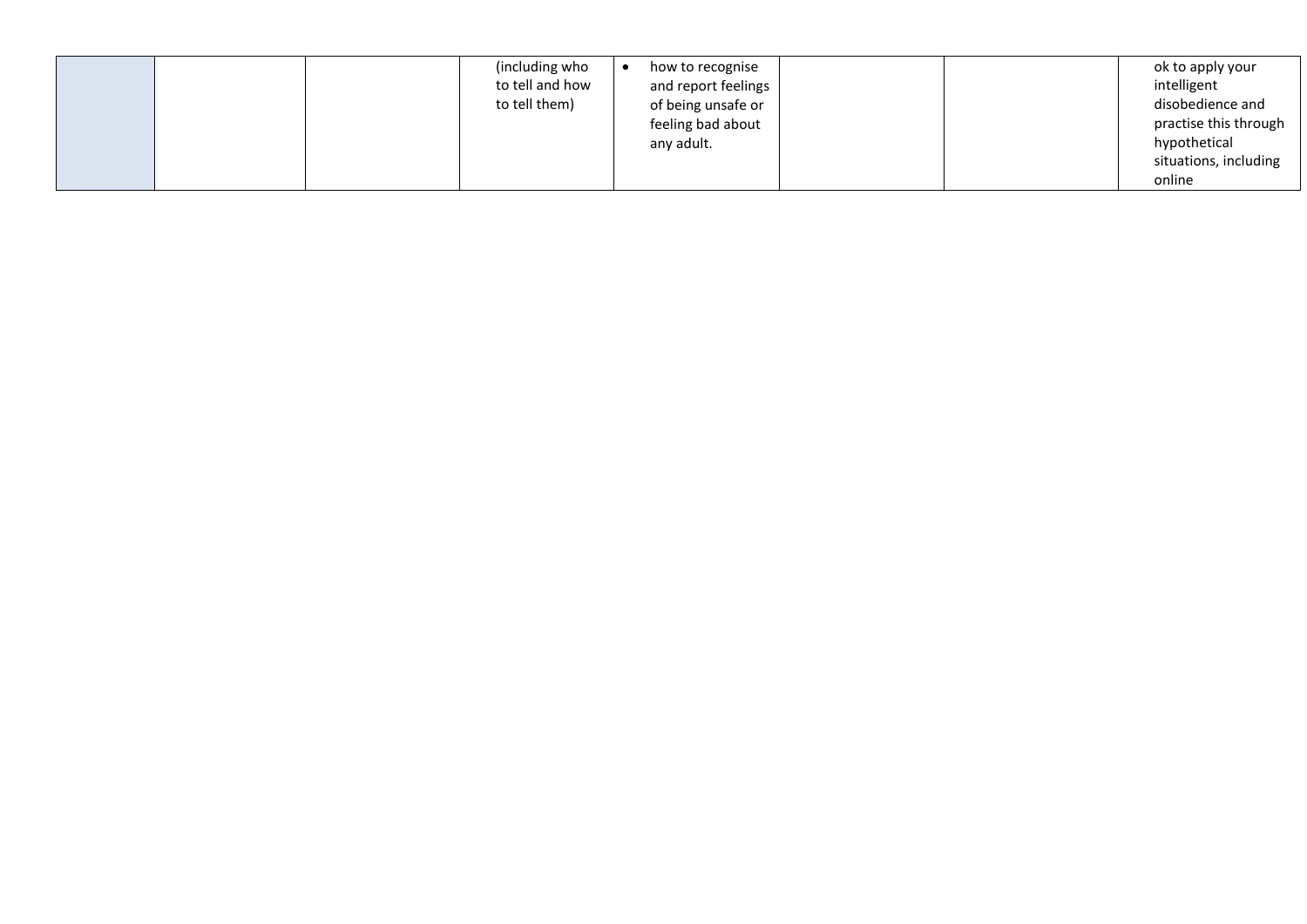| | | | | | | | |
|---|---|---|---|---|---|---|---|
| | | | (including who to tell and how to tell them) | • how to recognise and report feelings of being unsafe or feeling bad about any adult. | | | ok to apply your intelligent disobedience and practise this through hypothetical situations, including online |